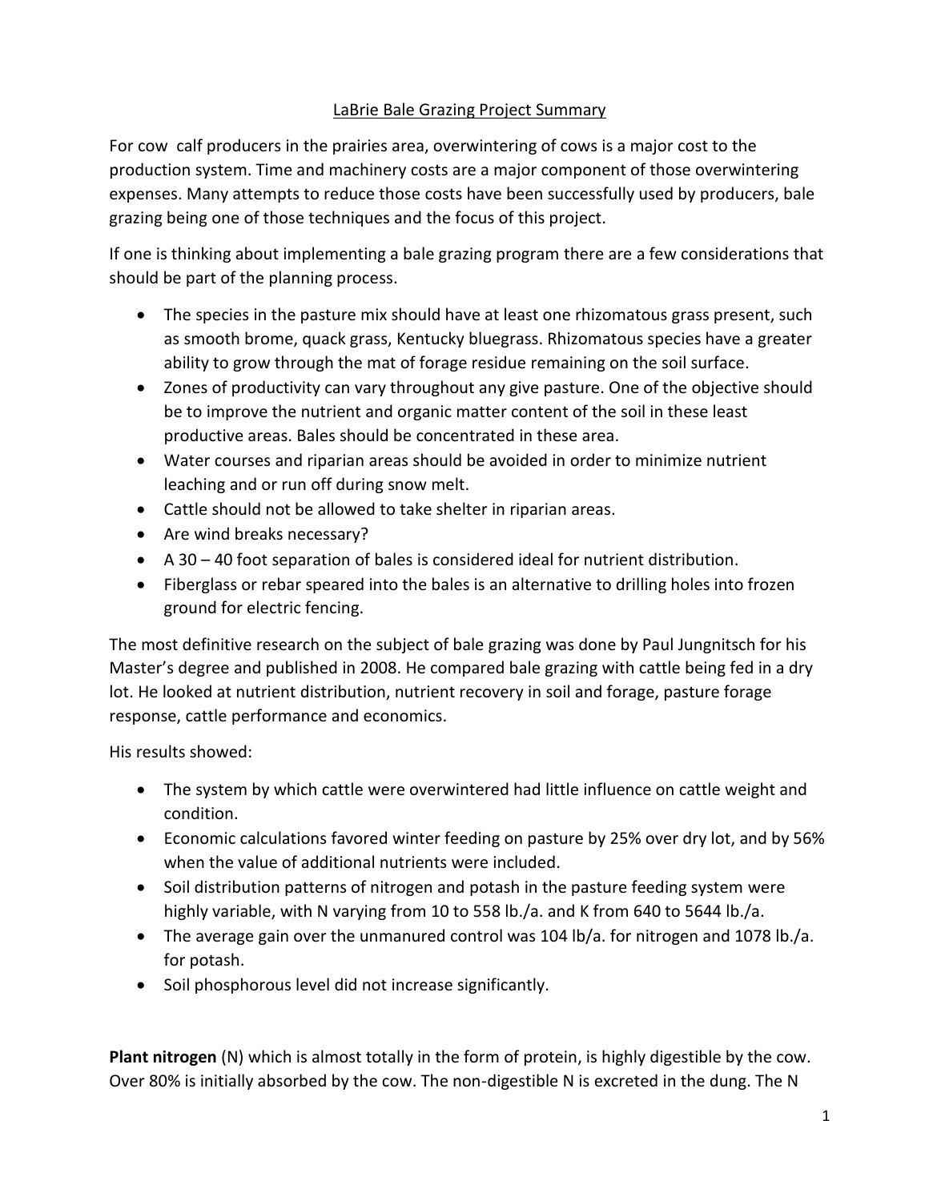# LaBrie Bale Grazing Project Summary

For cow  calf producers in the prairies area, overwintering of cows is a major cost to the production system. Time and machinery costs are a major component of those overwintering expenses. Many attempts to reduce those costs have been successfully used by producers, bale grazing being one of those techniques and the focus of this project.

If one is thinking about implementing a bale grazing program there are a few considerations that should be part of the planning process.

- The species in the pasture mix should have at least one rhizomatous grass present, such as smooth brome, quack grass, Kentucky bluegrass. Rhizomatous species have a greater ability to grow through the mat of forage residue remaining on the soil surface.
- Zones of productivity can vary throughout any give pasture. One of the objective should be to improve the nutrient and organic matter content of the soil in these least productive areas. Bales should be concentrated in these area.
- Water courses and riparian areas should be avoided in order to minimize nutrient leaching and or run off during snow melt.
- Cattle should not be allowed to take shelter in riparian areas.
- Are wind breaks necessary?
- A 30 – 40 foot separation of bales is considered ideal for nutrient distribution.
- Fiberglass or rebar speared into the bales is an alternative to drilling holes into frozen ground for electric fencing.

The most definitive research on the subject of bale grazing was done by Paul Jungnitsch for his Master's degree and published in 2008. He compared bale grazing with cattle being fed in a dry lot. He looked at nutrient distribution, nutrient recovery in soil and forage, pasture forage response, cattle performance and economics.

His results showed:

- The system by which cattle were overwintered had little influence on cattle weight and condition.
- Economic calculations favored winter feeding on pasture by 25% over dry lot, and by 56% when the value of additional nutrients were included.
- Soil distribution patterns of nitrogen and potash in the pasture feeding system were highly variable, with N varying from 10 to 558 lb./a. and K from 640 to 5644 lb./a.
- The average gain over the unmanured control was 104 lb/a. for nitrogen and 1078 lb./a. for potash.
- Soil phosphorous level did not increase significantly.

**Plant nitrogen** (N) which is almost totally in the form of protein, is highly digestible by the cow. Over 80% is initially absorbed by the cow. The non-digestible N is excreted in the dung. The N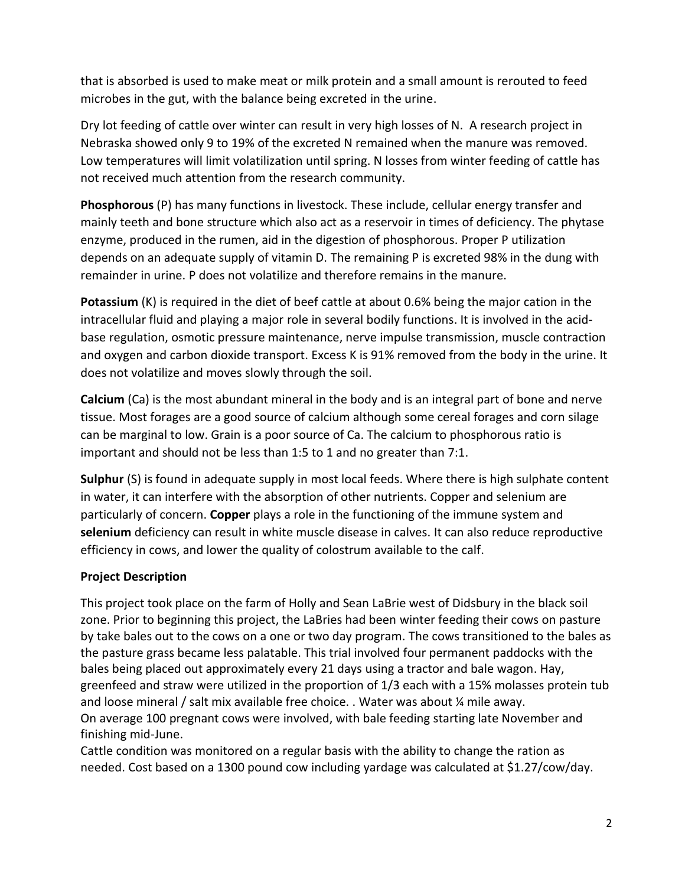that is absorbed is used to make meat or milk protein and a small amount is rerouted to feed microbes in the gut, with the balance being excreted in the urine.

Dry lot feeding of cattle over winter can result in very high losses of N. A research project in Nebraska showed only 9 to 19% of the excreted N remained when the manure was removed. Low temperatures will limit volatilization until spring. N losses from winter feeding of cattle has not received much attention from the research community.

**Phosphorous** (P) has many functions in livestock. These include, cellular energy transfer and mainly teeth and bone structure which also act as a reservoir in times of deficiency. The phytase enzyme, produced in the rumen, aid in the digestion of phosphorous. Proper P utilization depends on an adequate supply of vitamin D. The remaining P is excreted 98% in the dung with remainder in urine. P does not volatilize and therefore remains in the manure.

**Potassium** (K) is required in the diet of beef cattle at about 0.6% being the major cation in the intracellular fluid and playing a major role in several bodily functions. It is involved in the acid-base regulation, osmotic pressure maintenance, nerve impulse transmission, muscle contraction and oxygen and carbon dioxide transport. Excess K is 91% removed from the body in the urine. It does not volatilize and moves slowly through the soil.

**Calcium** (Ca) is the most abundant mineral in the body and is an integral part of bone and nerve tissue. Most forages are a good source of calcium although some cereal forages and corn silage can be marginal to low. Grain is a poor source of Ca. The calcium to phosphorous ratio is important and should not be less than 1:5 to 1 and no greater than 7:1.

**Sulphur** (S) is found in adequate supply in most local feeds. Where there is high sulphate content in water, it can interfere with the absorption of other nutrients. Copper and selenium are particularly of concern. **Copper** plays a role in the functioning of the immune system and **selenium** deficiency can result in white muscle disease in calves. It can also reduce reproductive efficiency in cows, and lower the quality of colostrum available to the calf.

**Project Description**

This project took place on the farm of Holly and Sean LaBrie west of Didsbury in the black soil zone. Prior to beginning this project, the LaBries had been winter feeding their cows on pasture by take bales out to the cows on a one or two day program. The cows transitioned to the bales as the pasture grass became less palatable. This trial involved four permanent paddocks with the bales being placed out approximately every 21 days using a tractor and bale wagon. Hay, greenfeed and straw were utilized in the proportion of 1/3 each with a 15% molasses protein tub and loose mineral / salt mix available free choice. . Water was about ¼ mile away.
On average 100 pregnant cows were involved, with bale feeding starting late November and finishing mid-June.
Cattle condition was monitored on a regular basis with the ability to change the ration as needed. Cost based on a 1300 pound cow including yardage was calculated at $1.27/cow/day.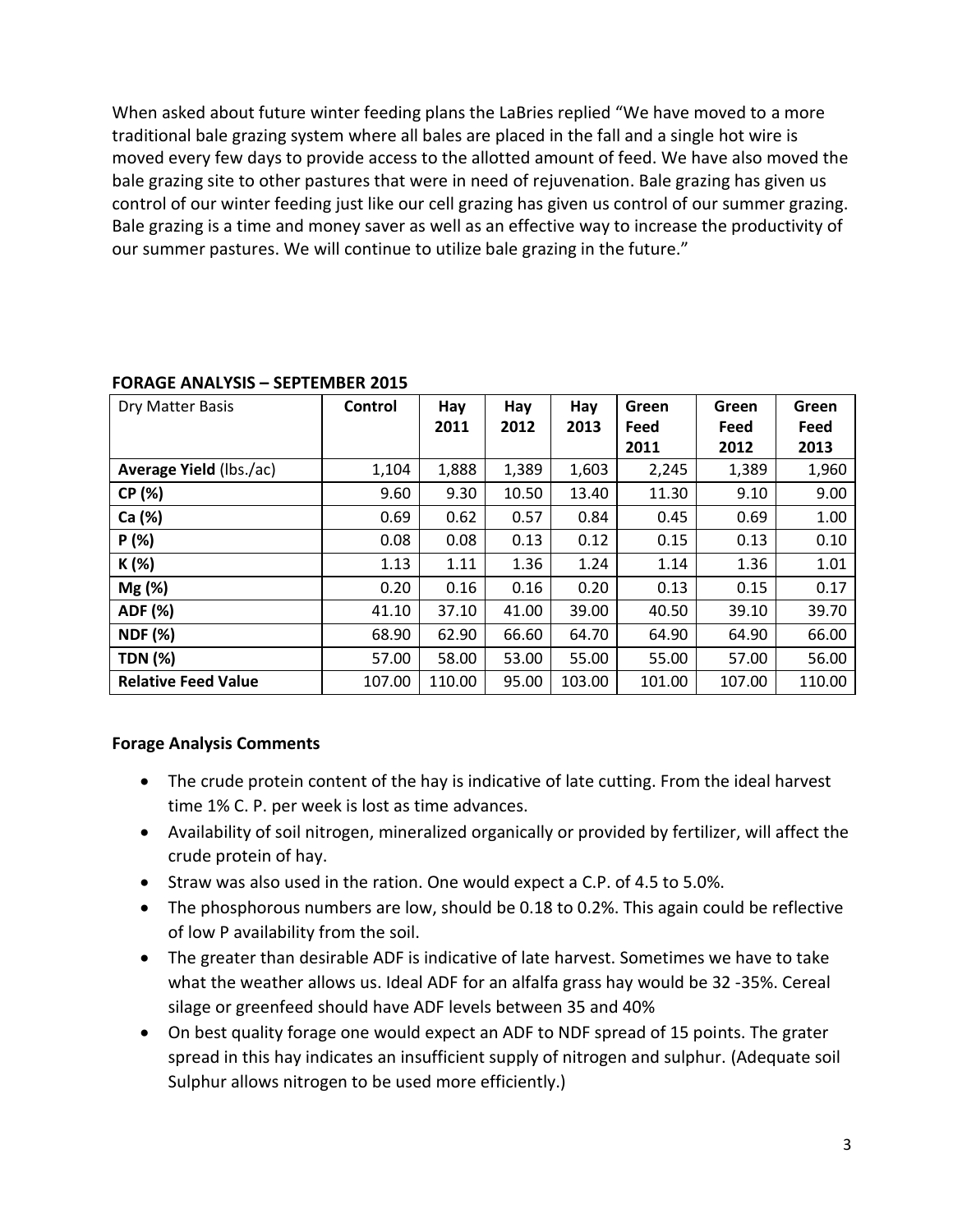When asked about future winter feeding plans the LaBries replied "We have moved to a more traditional bale grazing system where all bales are placed in the fall and a single hot wire is moved every few days to provide access to the allotted amount of feed. We have also moved the bale grazing site to other pastures that were in need of rejuvenation. Bale grazing has given us control of our winter feeding just like our cell grazing has given us control of our summer grazing. Bale grazing is a time and money saver as well as an effective way to increase the productivity of our summer pastures. We will continue to utilize bale grazing in the future."

**FORAGE ANALYSIS – SEPTEMBER 2015**

| Dry Matter Basis | Control | Hay 2011 | Hay 2012 | Hay 2013 | Green Feed 2011 | Green Feed 2012 | Green Feed 2013 |
|---|---|---|---|---|---|---|---|
| **Average Yield** (lbs./ac) | 1,104 | 1,888 | 1,389 | 1,603 | 2,245 | 1,389 | 1,960 |
| **CP (%)** | 9.60 | 9.30 | 10.50 | 13.40 | 11.30 | 9.10 | 9.00 |
| **Ca (%)** | 0.69 | 0.62 | 0.57 | 0.84 | 0.45 | 0.69 | 1.00 |
| **P (%)** | 0.08 | 0.08 | 0.13 | 0.12 | 0.15 | 0.13 | 0.10 |
| **K (%)** | 1.13 | 1.11 | 1.36 | 1.24 | 1.14 | 1.36 | 1.01 |
| **Mg (%)** | 0.20 | 0.16 | 0.16 | 0.20 | 0.13 | 0.15 | 0.17 |
| **ADF (%)** | 41.10 | 37.10 | 41.00 | 39.00 | 40.50 | 39.10 | 39.70 |
| **NDF (%)** | 68.90 | 62.90 | 66.60 | 64.70 | 64.90 | 64.90 | 66.00 |
| **TDN (%)** | 57.00 | 58.00 | 53.00 | 55.00 | 55.00 | 57.00 | 56.00 |
| **Relative Feed Value** | 107.00 | 110.00 | 95.00 | 103.00 | 101.00 | 107.00 | 110.00 |

**Forage Analysis Comments**

- The crude protein content of the hay is indicative of late cutting. From the ideal harvest time 1% C. P. per week is lost as time advances.
- Availability of soil nitrogen, mineralized organically or provided by fertilizer, will affect the crude protein of hay.
- Straw was also used in the ration. One would expect a C.P. of 4.5 to 5.0%.
- The phosphorous numbers are low, should be 0.18 to 0.2%. This again could be reflective of low P availability from the soil.
- The greater than desirable ADF is indicative of late harvest. Sometimes we have to take what the weather allows us. Ideal ADF for an alfalfa grass hay would be 32 -35%. Cereal silage or greenfeed should have ADF levels between 35 and 40%
- On best quality forage one would expect an ADF to NDF spread of 15 points. The grater spread in this hay indicates an insufficient supply of nitrogen and sulphur. (Adequate soil Sulphur allows nitrogen to be used more efficiently.)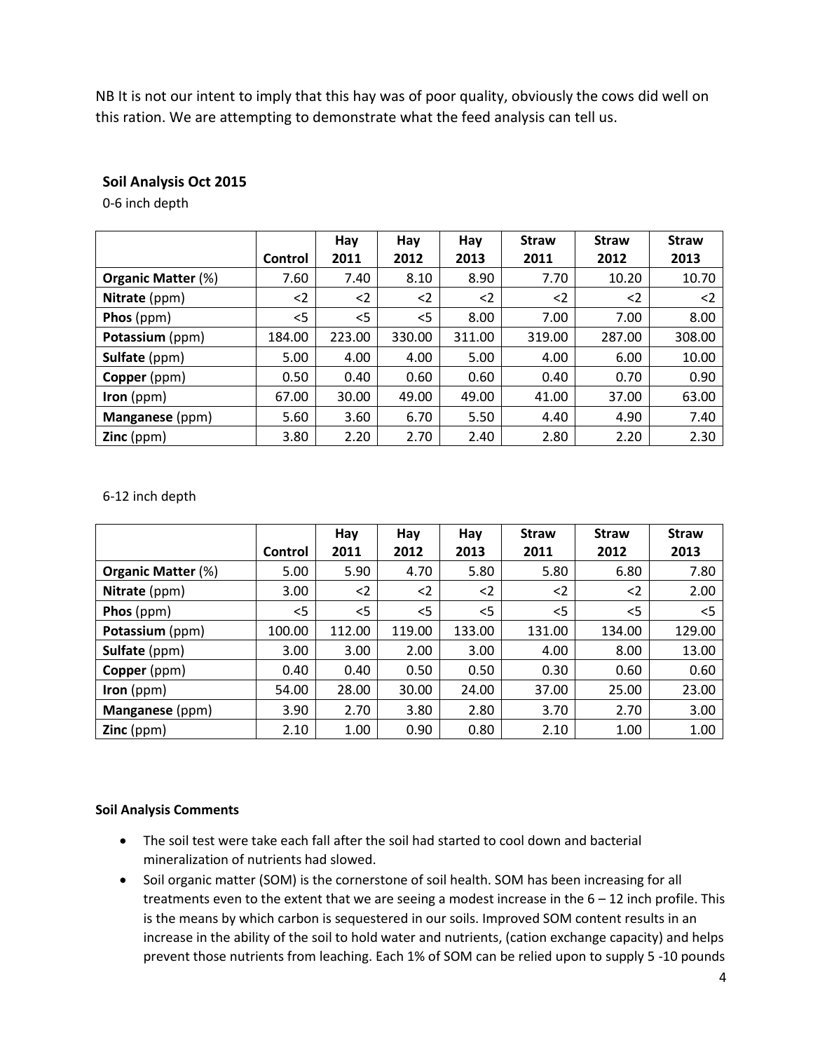NB It is not our intent to imply that this hay was of poor quality, obviously the cows did well on this ration. We are attempting to demonstrate what the feed analysis can tell us.

## Soil Analysis Oct 2015

0-6 inch depth

| | Control | Hay 2011 | Hay 2012 | Hay 2013 | Straw 2011 | Straw 2012 | Straw 2013 |
|---|---|---|---|---|---|---|---|
| **Organic Matter** (%) | 7.60 | 7.40 | 8.10 | 8.90 | 7.70 | 10.20 | 10.70 |
| **Nitrate** (ppm) | <2 | <2 | <2 | <2 | <2 | <2 | <2 |
| **Phos** (ppm) | <5 | <5 | <5 | 8.00 | 7.00 | 7.00 | 8.00 |
| **Potassium** (ppm) | 184.00 | 223.00 | 330.00 | 311.00 | 319.00 | 287.00 | 308.00 |
| **Sulfate** (ppm) | 5.00 | 4.00 | 4.00 | 5.00 | 4.00 | 6.00 | 10.00 |
| **Copper** (ppm) | 0.50 | 0.40 | 0.60 | 0.60 | 0.40 | 0.70 | 0.90 |
| **Iron** (ppm) | 67.00 | 30.00 | 49.00 | 49.00 | 41.00 | 37.00 | 63.00 |
| **Manganese** (ppm) | 5.60 | 3.60 | 6.70 | 5.50 | 4.40 | 4.90 | 7.40 |
| **Zinc** (ppm) | 3.80 | 2.20 | 2.70 | 2.40 | 2.80 | 2.20 | 2.30 |

6-12 inch depth

| | Control | Hay 2011 | Hay 2012 | Hay 2013 | Straw 2011 | Straw 2012 | Straw 2013 |
|---|---|---|---|---|---|---|---|
| **Organic Matter** (%) | 5.00 | 5.90 | 4.70 | 5.80 | 5.80 | 6.80 | 7.80 |
| **Nitrate** (ppm) | 3.00 | <2 | <2 | <2 | <2 | <2 | 2.00 |
| **Phos** (ppm) | <5 | <5 | <5 | <5 | <5 | <5 | <5 |
| **Potassium** (ppm) | 100.00 | 112.00 | 119.00 | 133.00 | 131.00 | 134.00 | 129.00 |
| **Sulfate** (ppm) | 3.00 | 3.00 | 2.00 | 3.00 | 4.00 | 8.00 | 13.00 |
| **Copper** (ppm) | 0.40 | 0.40 | 0.50 | 0.50 | 0.30 | 0.60 | 0.60 |
| **Iron** (ppm) | 54.00 | 28.00 | 30.00 | 24.00 | 37.00 | 25.00 | 23.00 |
| **Manganese** (ppm) | 3.90 | 2.70 | 3.80 | 2.80 | 3.70 | 2.70 | 3.00 |
| **Zinc** (ppm) | 2.10 | 1.00 | 0.90 | 0.80 | 2.10 | 1.00 | 1.00 |

**Soil Analysis Comments**

- The soil test were take each fall after the soil had started to cool down and bacterial mineralization of nutrients had slowed.
- Soil organic matter (SOM) is the cornerstone of soil health. SOM has been increasing for all treatments even to the extent that we are seeing a modest increase in the 6 – 12 inch profile. This is the means by which carbon is sequestered in our soils. Improved SOM content results in an increase in the ability of the soil to hold water and nutrients, (cation exchange capacity) and helps prevent those nutrients from leaching. Each 1% of SOM can be relied upon to supply 5 -10 pounds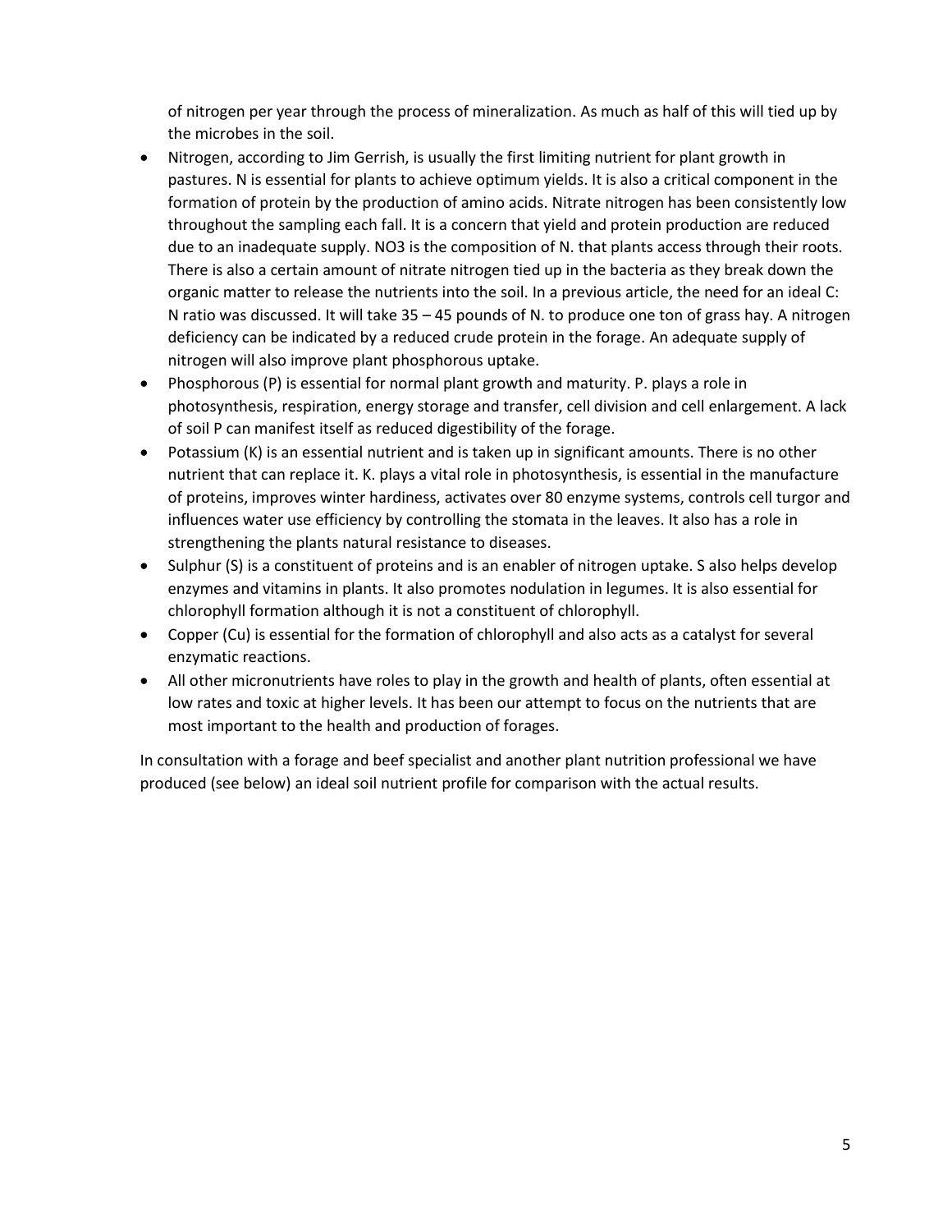of nitrogen per year through the process of mineralization. As much as half of this will tied up by the microbes in the soil.

- Nitrogen, according to Jim Gerrish, is usually the first limiting nutrient for plant growth in pastures. N is essential for plants to achieve optimum yields. It is also a critical component in the formation of protein by the production of amino acids. Nitrate nitrogen has been consistently low throughout the sampling each fall. It is a concern that yield and protein production are reduced due to an inadequate supply. NO3 is the composition of N. that plants access through their roots. There is also a certain amount of nitrate nitrogen tied up in the bacteria as they break down the organic matter to release the nutrients into the soil. In a previous article, the need for an ideal C: N ratio was discussed. It will take 35 – 45 pounds of N. to produce one ton of grass hay. A nitrogen deficiency can be indicated by a reduced crude protein in the forage. An adequate supply of nitrogen will also improve plant phosphorous uptake.
- Phosphorous (P) is essential for normal plant growth and maturity. P. plays a role in photosynthesis, respiration, energy storage and transfer, cell division and cell enlargement. A lack of soil P can manifest itself as reduced digestibility of the forage.
- Potassium (K) is an essential nutrient and is taken up in significant amounts. There is no other nutrient that can replace it. K. plays a vital role in photosynthesis, is essential in the manufacture of proteins, improves winter hardiness, activates over 80 enzyme systems, controls cell turgor and influences water use efficiency by controlling the stomata in the leaves. It also has a role in strengthening the plants natural resistance to diseases.
- Sulphur (S) is a constituent of proteins and is an enabler of nitrogen uptake. S also helps develop enzymes and vitamins in plants. It also promotes nodulation in legumes. It is also essential for chlorophyll formation although it is not a constituent of chlorophyll.
- Copper (Cu) is essential for the formation of chlorophyll and also acts as a catalyst for several enzymatic reactions.
- All other micronutrients have roles to play in the growth and health of plants, often essential at low rates and toxic at higher levels. It has been our attempt to focus on the nutrients that are most important to the health and production of forages.

In consultation with a forage and beef specialist and another plant nutrition professional we have produced (see below) an ideal soil nutrient profile for comparison with the actual results.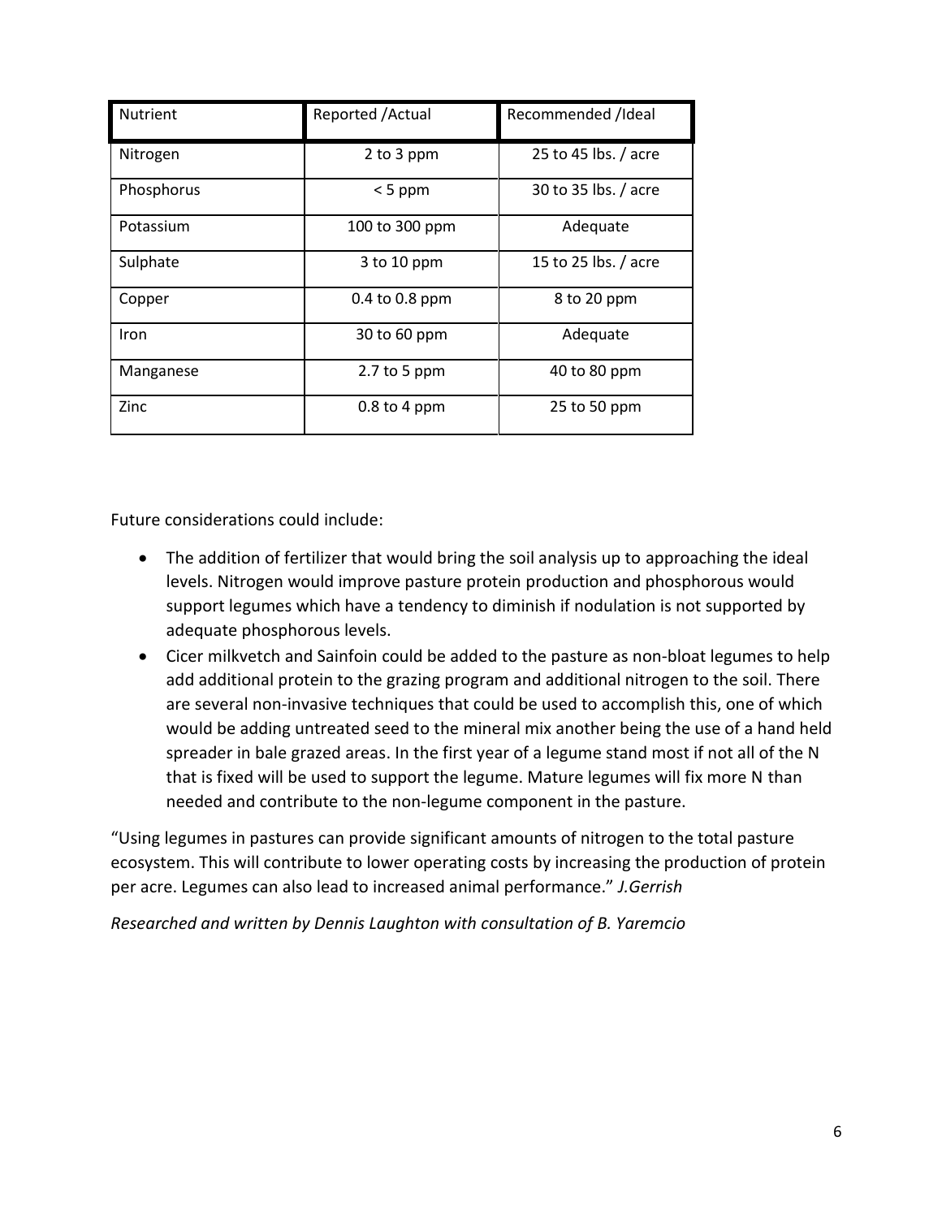| Nutrient | Reported /Actual | Recommended /Ideal |
| --- | --- | --- |
| Nitrogen | 2 to 3 ppm | 25 to 45 lbs. / acre |
| Phosphorus | < 5 ppm | 30 to 35 lbs. / acre |
| Potassium | 100 to 300 ppm | Adequate |
| Sulphate | 3 to 10 ppm | 15 to 25 lbs. / acre |
| Copper | 0.4 to 0.8 ppm | 8 to 20 ppm |
| Iron | 30 to 60 ppm | Adequate |
| Manganese | 2.7 to 5 ppm | 40 to 80 ppm |
| Zinc | 0.8 to 4 ppm | 25 to 50 ppm |

Future considerations could include:

- The addition of fertilizer that would bring the soil analysis up to approaching the ideal levels. Nitrogen would improve pasture protein production and phosphorous would support legumes which have a tendency to diminish if nodulation is not supported by adequate phosphorous levels.
- Cicer milkvetch and Sainfoin could be added to the pasture as non-bloat legumes to help add additional protein to the grazing program and additional nitrogen to the soil. There are several non-invasive techniques that could be used to accomplish this, one of which would be adding untreated seed to the mineral mix another being the use of a hand held spreader in bale grazed areas. In the first year of a legume stand most if not all of the N that is fixed will be used to support the legume. Mature legumes will fix more N than needed and contribute to the non-legume component in the pasture.

"Using legumes in pastures can provide significant amounts of nitrogen to the total pasture ecosystem. This will contribute to lower operating costs by increasing the production of protein per acre. Legumes can also lead to increased animal performance." *J.Gerrish*

*Researched and written by Dennis Laughton with consultation of B. Yaremcio*